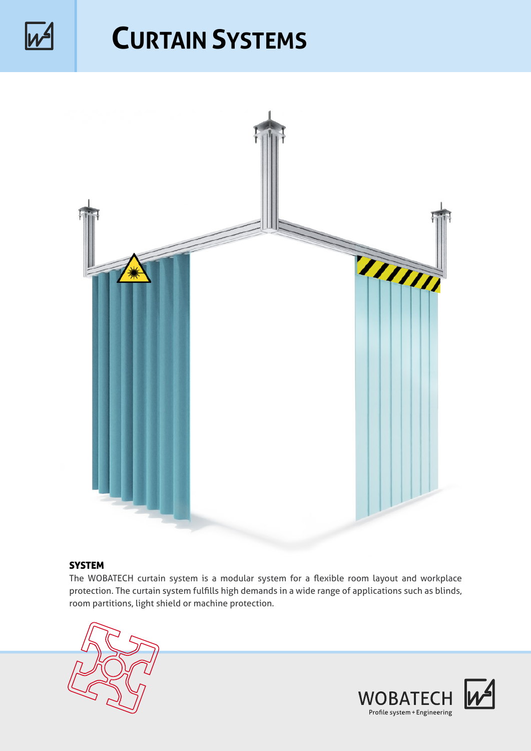# Curtain Systems

**SYSTEM**

The WOBATECH curtain system is a modular system for a flexible room layout and workplace protection. The curtain system fulfills high demands in a wide range of applications such as blinds, room partitions, light shield or machine protection.

WOBATECH
Profile system + Engineering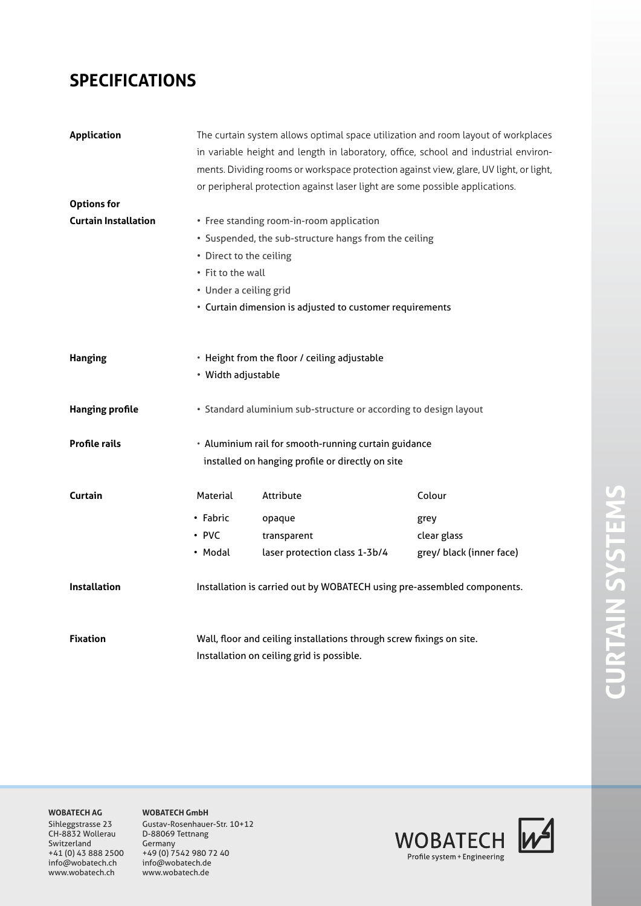# SPECIFICATIONS

**Application**

The curtain system allows optimal space utilization and room layout of workplaces in variable height and length in laboratory, office, school and industrial environments. Dividing rooms or workspace protection against view, glare, UV light, or light, or peripheral protection against laser light are some possible applications.

**Options for Curtain Installation**

- Free standing room-in-room application
- Suspended, the sub-structure hangs from the ceiling
- Direct to the ceiling
- Fit to the wall
- Under a ceiling grid
- Curtain dimension is adjusted to customer requirements

**Hanging**

- Height from the floor / ceiling adjustable
- Width adjustable

**Hanging profile**

- Standard aluminium sub-structure or according to design layout

**Profile rails**

- Aluminium rail for smooth-running curtain guidance installed on hanging profile or directly on site

**Curtain**

| Material | Attribute | Colour |
|---|---|---|
| • Fabric | opaque | grey |
| • PVC | transparent | clear glass |
| • Modal | laser protection class 1-3b/4 | grey/ black (inner face) |

**Installation**

Installation is carried out by WOBATECH using pre-assembled components.

**Fixation**

Wall, floor and ceiling installations through screw fixings on site.
Installation on ceiling grid is possible.

CURTAIN SYSTEMS

**WOBATECH AG**
Sihleggstrasse 23
CH-8832 Wollerau
Switzerland
+41 (0) 43 888 2500
info@wobatech.ch
www.wobatech.ch

**WOBATECH GmbH**
Gustav-Rosenhauer-Str. 10+12
D-88069 Tettnang
Germany
+49 (0) 7542 980 72 40
info@wobatech.de
www.wobatech.de

WOBATECH
Profile system + Engineering